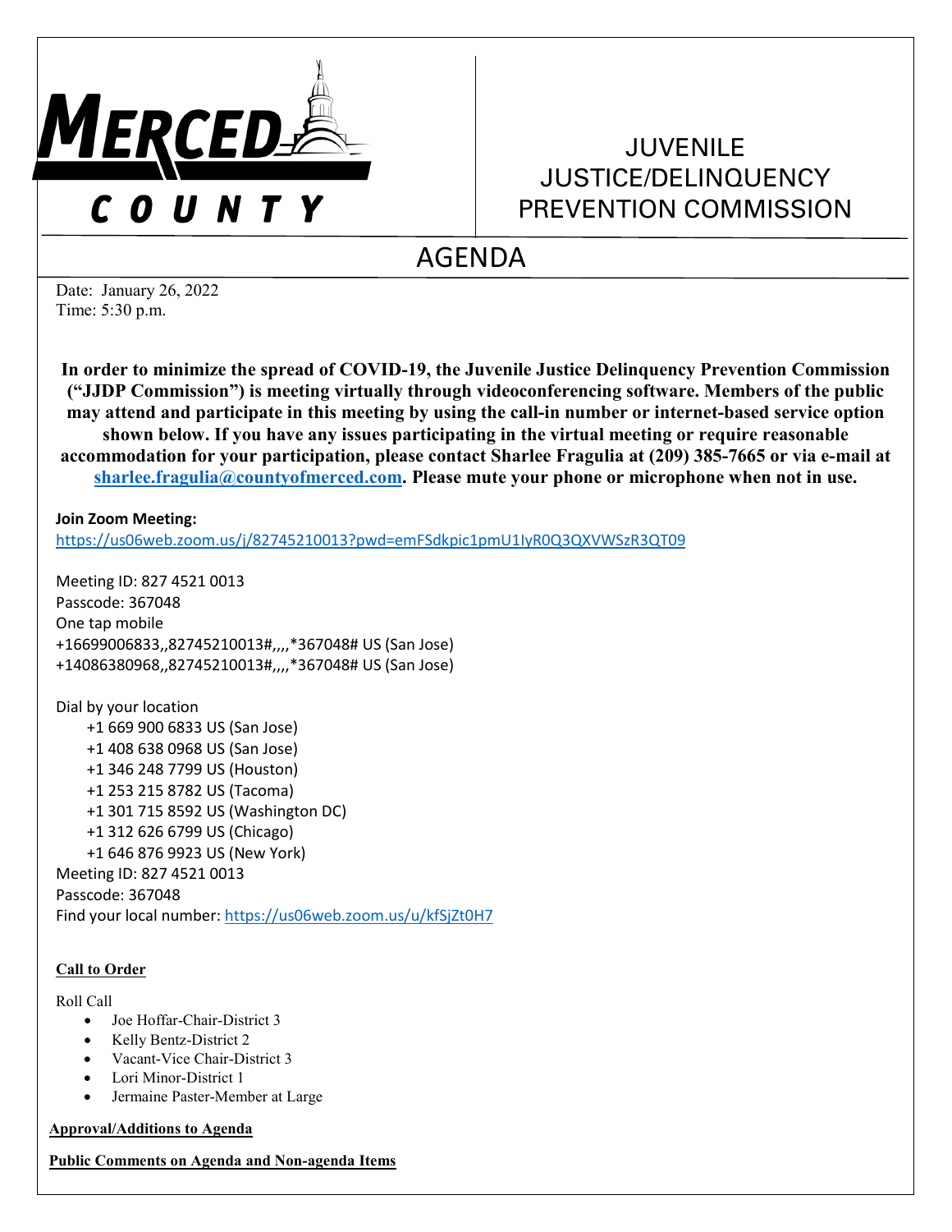MERCED COUNTY

# JUVENILE JUSTICE/DELINQUENCY PREVENTION COMMISSION

## AGENDA

Date: January 26, 2022
Time: 5:30 p.m.

**In order to minimize the spread of COVID-19, the Juvenile Justice Delinquency Prevention Commission ("JJDP Commission") is meeting virtually through videoconferencing software. Members of the public may attend and participate in this meeting by using the call-in number or internet-based service option shown below. If you have any issues participating in the virtual meeting or require reasonable accommodation for your participation, please contact Sharlee Fragulia at (209) 385-7665 or via e-mail at sharlee.fragulia@countyofmerced.com. Please mute your phone or microphone when not in use.**

**Join Zoom Meeting:**
https://us06web.zoom.us/j/82745210013?pwd=emFSdkpic1pmU1IyR0Q3QXVWSzR3QT09

Meeting ID: 827 4521 0013
Passcode: 367048
One tap mobile
+16699006833,,82745210013#,,,,*367048# US (San Jose)
+14086380968,,82745210013#,,,,*367048# US (San Jose)

Dial by your location
- +1 669 900 6833 US (San Jose)
- +1 408 638 0968 US (San Jose)
- +1 346 248 7799 US (Houston)
- +1 253 215 8782 US (Tacoma)
- +1 301 715 8592 US (Washington DC)
- +1 312 626 6799 US (Chicago)
- +1 646 876 9923 US (New York)

Meeting ID: 827 4521 0013
Passcode: 367048
Find your local number: https://us06web.zoom.us/u/kfSjZt0H7

**Call to Order**

Roll Call
- Joe Hoffar-Chair-District 3
- Kelly Bentz-District 2
- Vacant-Vice Chair-District 3
- Lori Minor-District 1
- Jermaine Paster-Member at Large

**Approval/Additions to Agenda**

**Public Comments on Agenda and Non-agenda Items**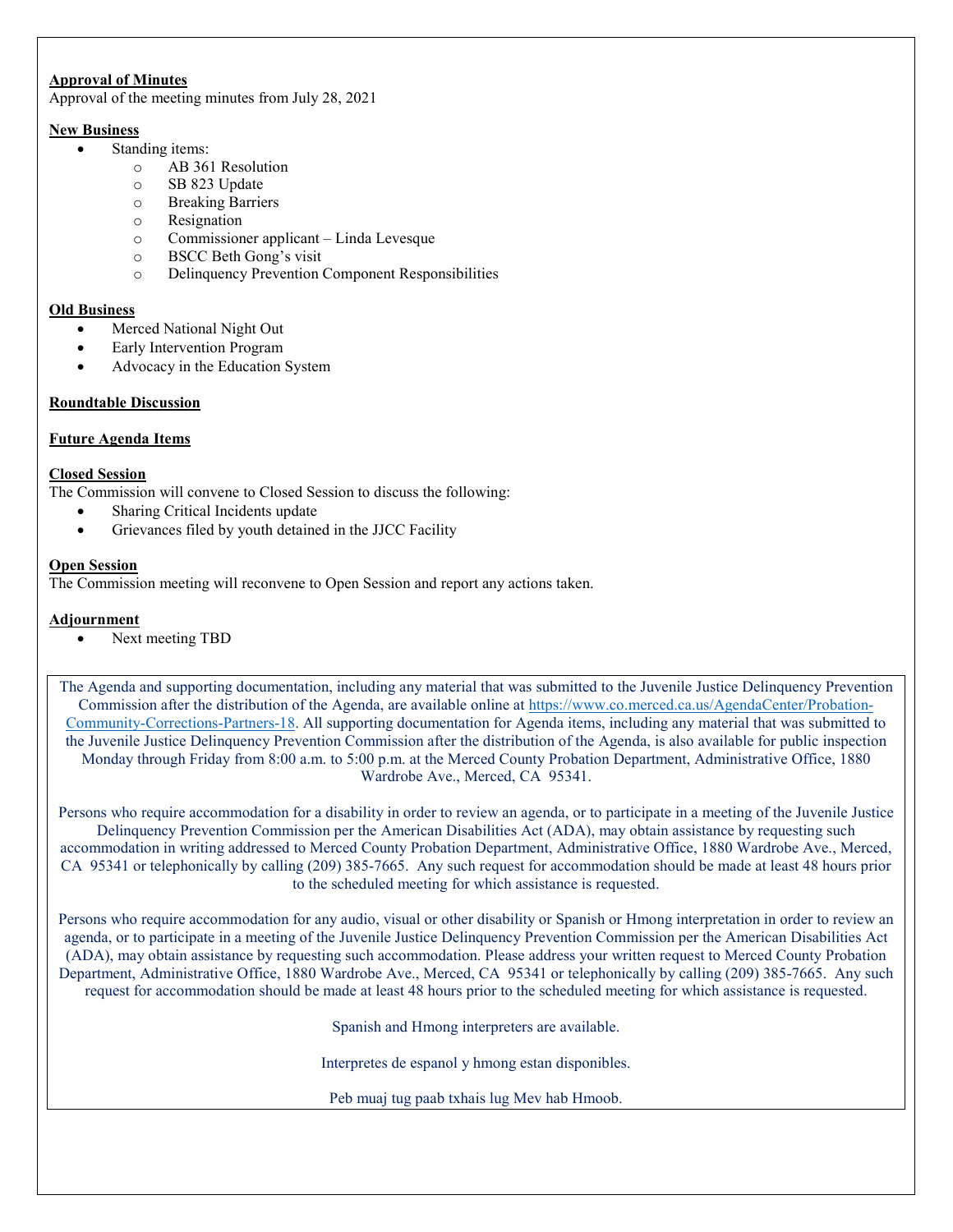**Approval of Minutes**

Approval of the meeting minutes from July 28, 2021

**New Business**

- Standing items:
  - AB 361 Resolution
  - SB 823 Update
  - Breaking Barriers
  - Resignation
  - Commissioner applicant – Linda Levesque
  - BSCC Beth Gong's visit
  - Delinquency Prevention Component Responsibilities

**Old Business**

- Merced National Night Out
- Early Intervention Program
- Advocacy in the Education System

**Roundtable Discussion**

**Future Agenda Items**

**Closed Session**

The Commission will convene to Closed Session to discuss the following:

- Sharing Critical Incidents update
- Grievances filed by youth detained in the JJCC Facility

**Open Session**

The Commission meeting will reconvene to Open Session and report any actions taken.

**Adjournment**

- Next meeting TBD

The Agenda and supporting documentation, including any material that was submitted to the Juvenile Justice Delinquency Prevention Commission after the distribution of the Agenda, are available online at https://www.co.merced.ca.us/AgendaCenter/Probation-Community-Corrections-Partners-18. All supporting documentation for Agenda items, including any material that was submitted to the Juvenile Justice Delinquency Prevention Commission after the distribution of the Agenda, is also available for public inspection Monday through Friday from 8:00 a.m. to 5:00 p.m. at the Merced County Probation Department, Administrative Office, 1880 Wardrobe Ave., Merced, CA 95341.

Persons who require accommodation for a disability in order to review an agenda, or to participate in a meeting of the Juvenile Justice Delinquency Prevention Commission per the American Disabilities Act (ADA), may obtain assistance by requesting such accommodation in writing addressed to Merced County Probation Department, Administrative Office, 1880 Wardrobe Ave., Merced, CA 95341 or telephonically by calling (209) 385-7665. Any such request for accommodation should be made at least 48 hours prior to the scheduled meeting for which assistance is requested.

Persons who require accommodation for any audio, visual or other disability or Spanish or Hmong interpretation in order to review an agenda, or to participate in a meeting of the Juvenile Justice Delinquency Prevention Commission per the American Disabilities Act (ADA), may obtain assistance by requesting such accommodation. Please address your written request to Merced County Probation Department, Administrative Office, 1880 Wardrobe Ave., Merced, CA 95341 or telephonically by calling (209) 385-7665. Any such request for accommodation should be made at least 48 hours prior to the scheduled meeting for which assistance is requested.

Spanish and Hmong interpreters are available.

Interpretes de espanol y hmong estan disponibles.

Peb muaj tug paab txhais lug Mev hab Hmoob.